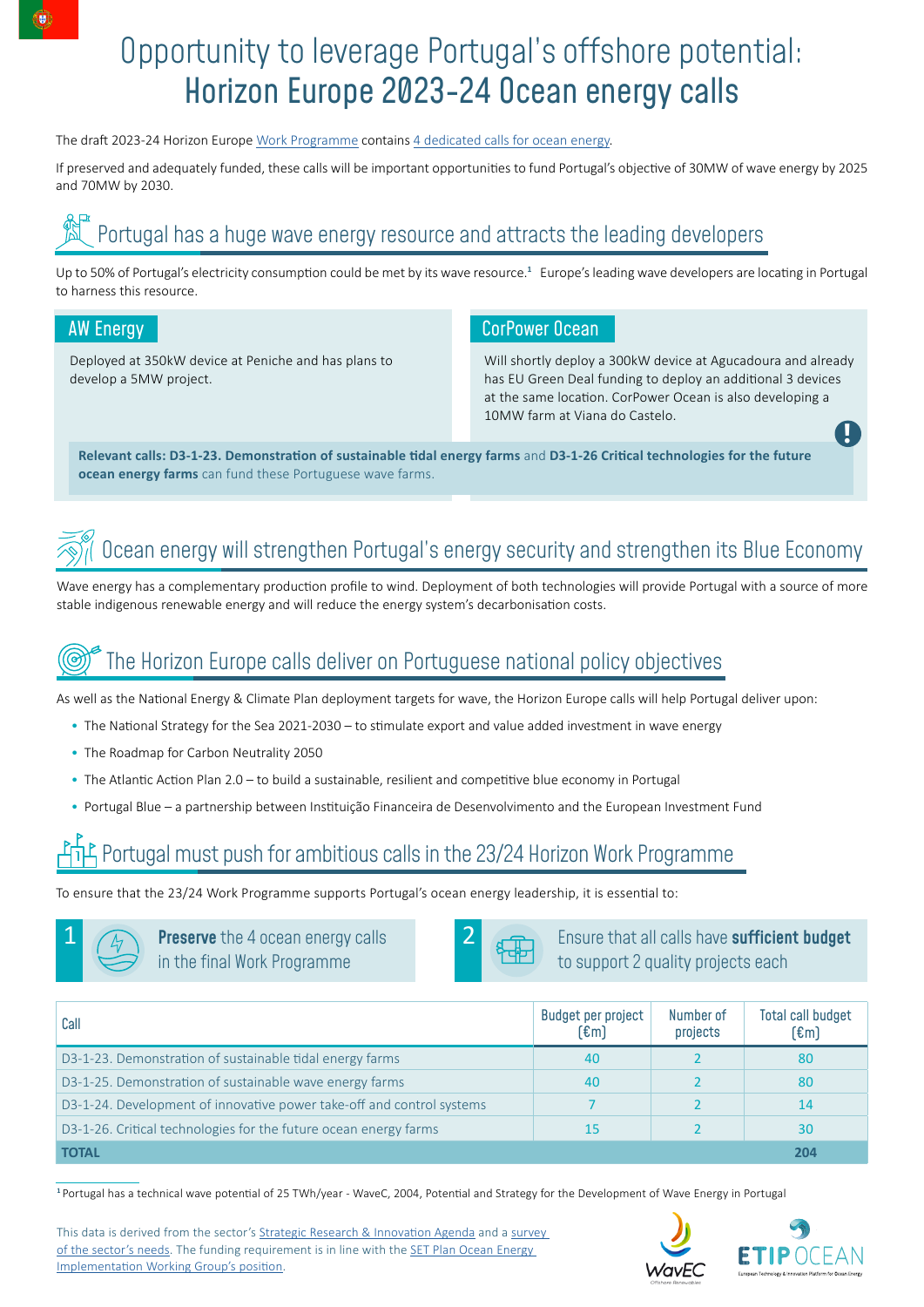# Opportunity to leverage Portugal's offshore potential: **Horizon Europe 2023-24 Ocean energy calls**

The draft 2023-24 Horizon Europe Work Programme contains 4 dedicated calls for ocean energy.

If preserved and adequately funded, these calls will be important opportunities to fund Portugal's objective of 30MW of wave energy by 2025 and 70MW by 2030.

## Portugal has a huge wave energy resource and attracts the leading developers

Up to 50% of Portugal's electricity consumption could be met by its wave resource.[1] Europe's leading wave developers are locating in Portugal to harness this resource.

### AW Energy

Deployed at 350kW device at Peniche and has plans to develop a 5MW project.

### CorPower Ocean

Will shortly deploy a 300kW device at Agucadoura and already has EU Green Deal funding to deploy an additional 3 devices at the same location. CorPower Ocean is also developing a 10MW farm at Viana do Castelo.

**Relevant calls: D3-1-23. Demonstration of sustainable tidal energy farms** and **D3-1-26 Critical technologies for the future ocean energy farms** can fund these Portuguese wave farms.

## Ocean energy will strengthen Portugal's energy security and strengthen its Blue Economy

Wave energy has a complementary production profile to wind. Deployment of both technologies will provide Portugal with a source of more stable indigenous renewable energy and will reduce the energy system's decarbonisation costs.

## The Horizon Europe calls deliver on Portuguese national policy objectives

As well as the National Energy & Climate Plan deployment targets for wave, the Horizon Europe calls will help Portugal deliver upon:

- The National Strategy for the Sea 2021-2030 – to stimulate export and value added investment in wave energy
- The Roadmap for Carbon Neutrality 2050
- The Atlantic Action Plan 2.0 – to build a sustainable, resilient and competitive blue economy in Portugal
- Portugal Blue – a partnership between Instituição Financeira de Desenvolvimento and the European Investment Fund

## Portugal must push for ambitious calls in the 23/24 Horizon Work Programme

To ensure that the 23/24 Work Programme supports Portugal's ocean energy leadership, it is essential to:

1. **Preserve** the 4 ocean energy calls in the final Work Programme
2. Ensure that all calls have **sufficient budget** to support 2 quality projects each

| Call | Budget per project (€m) | Number of projects | Total call budget (€m) |
|---|---|---|---|
| D3-1-23. Demonstration of sustainable tidal energy farms | 40 | 2 | 80 |
| D3-1-25. Demonstration of sustainable wave energy farms | 40 | 2 | 80 |
| D3-1-24. Development of innovative power take-off and control systems | 7 | 2 | 14 |
| D3-1-26. Critical technologies for the future ocean energy farms | 15 | 2 | 30 |
| **TOTAL** | | | **204** |

[1] Portugal has a technical wave potential of 25 TWh/year - WaveC, 2004, Potential and Strategy for the Development of Wave Energy in Portugal

This data is derived from the sector's Strategic Research & Innovation Agenda and a survey of the sector's needs. The funding requirement is in line with the SET Plan Ocean Energy Implementation Working Group's position.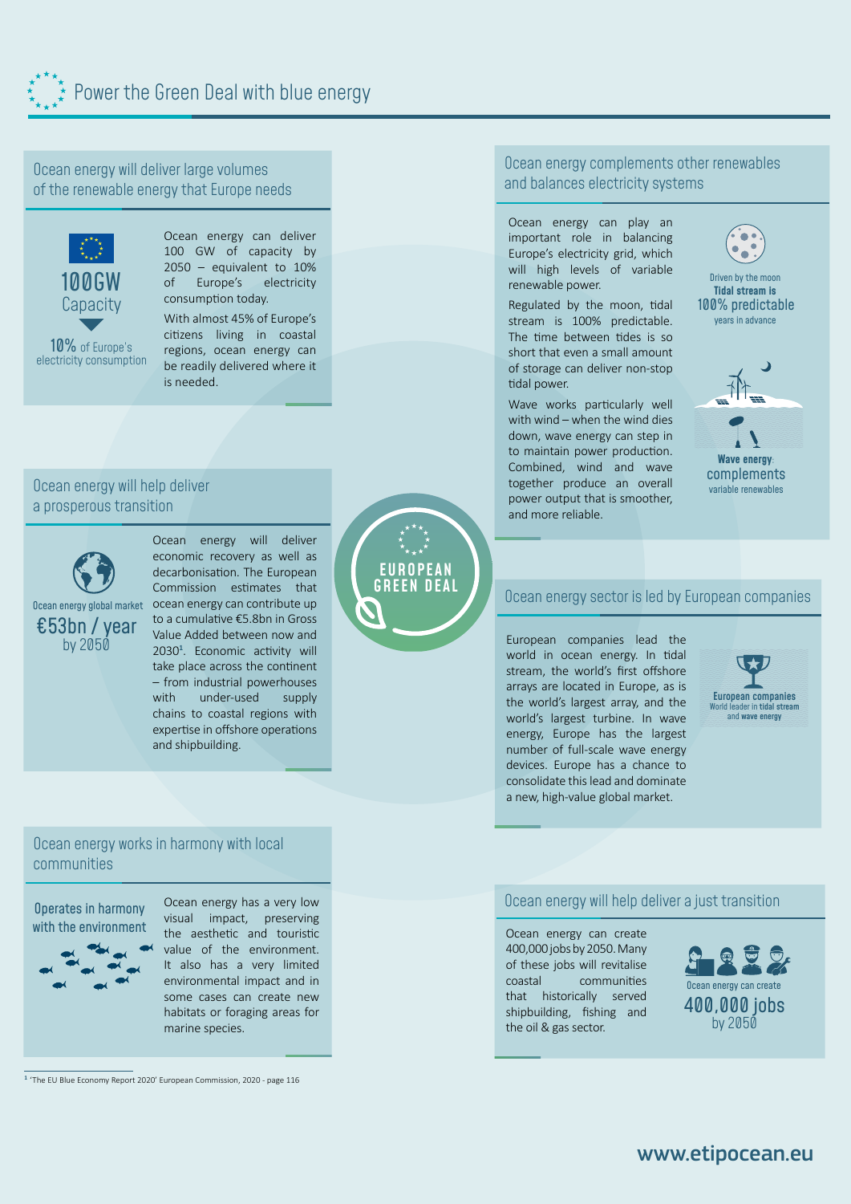# Power the Green Deal with blue energy

## Ocean energy will deliver large volumes of the renewable energy that Europe needs

100GW
Capacity

10% of Europe's electricity consumption

Ocean energy can deliver 100 GW of capacity by 2050 – equivalent to 10% of Europe's electricity consumption today.

With almost 45% of Europe's citizens living in coastal regions, ocean energy can be readily delivered where it is needed.

## Ocean energy will help deliver a prosperous transition

Ocean energy global market
€53bn / year
by 2050

Ocean energy will deliver economic recovery as well as decarbonisation. The European Commission estimates that ocean energy can contribute up to a cumulative €5.8bn in Gross Value Added between now and 2030[1]. Economic activity will take place across the continent – from industrial powerhouses with under-used supply chains to coastal regions with expertise in offshore operations and shipbuilding.

## Ocean energy works in harmony with local communities

Operates in harmony with the environment

Ocean energy has a very low visual impact, preserving the aesthetic and touristic value of the environment. It also has a very limited environmental impact and in some cases can create new habitats or foraging areas for marine species.

## Ocean energy complements other renewables and balances electricity systems

Ocean energy can play an important role in balancing Europe's electricity grid, which will high levels of variable renewable power.

Regulated by the moon, tidal stream is 100% predictable. The time between tides is so short that even a small amount of storage can deliver non-stop tidal power.

Wave works particularly well with wind – when the wind dies down, wave energy can step in to maintain power production. Combined, wind and wave together produce an overall power output that is smoother, and more reliable.

Driven by the moon
**Tidal stream is**
100% predictable
years in advance

**Wave energy**:
complements
variable renewables

EUROPEAN GREEN DEAL

## Ocean energy sector is led by European companies

European companies lead the world in ocean energy. In tidal stream, the world's first offshore arrays are located in Europe, as is the world's largest array, and the world's largest turbine. In wave energy, Europe has the largest number of full-scale wave energy devices. Europe has a chance to consolidate this lead and dominate a new, high-value global market.

**European companies**
World leader in **tidal stream** and **wave energy**

## Ocean energy will help deliver a just transition

Ocean energy can create 400,000 jobs by 2050. Many of these jobs will revitalise coastal communities that historically served shipbuilding, fishing and the oil & gas sector.

Ocean energy can create
400,000 jobs
by 2050

[1] 'The EU Blue Economy Report 2020' European Commission, 2020 - page 116

www.etipocean.eu